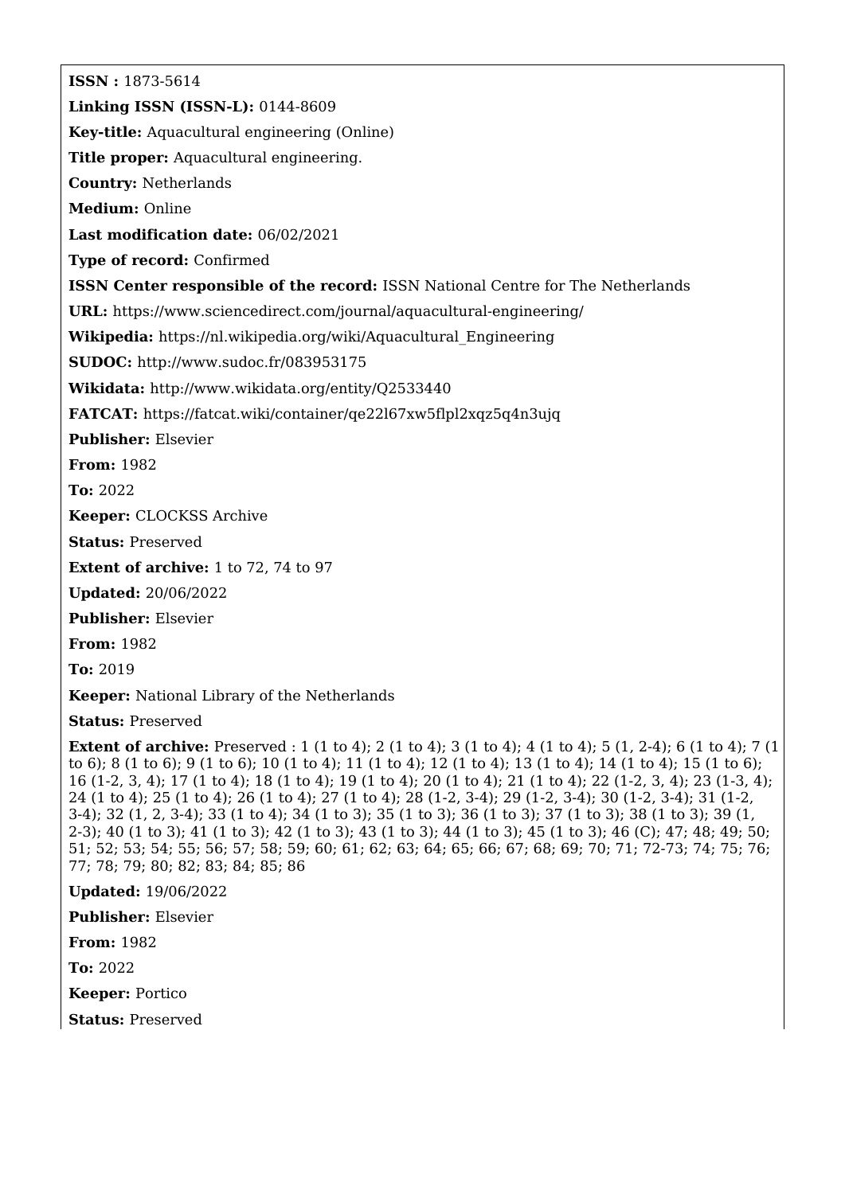**ISSN :** 1873-5614

**Linking ISSN (ISSN-L):** 0144-8609

**Key-title:** Aquacultural engineering (Online)

**Title proper:** Aquacultural engineering.

**Country:** Netherlands

**Medium:** Online

**Last modification date:** 06/02/2021

**Type of record:** Confirmed

**ISSN Center responsible of the record:** ISSN National Centre for The Netherlands

**URL:** https://www.sciencedirect.com/journal/aquacultural-engineering/

**Wikipedia:** https://nl.wikipedia.org/wiki/Aquacultural_Engineering

**SUDOC:** http://www.sudoc.fr/083953175

**Wikidata:** http://www.wikidata.org/entity/Q2533440

**FATCAT:** https://fatcat.wiki/container/qe22l67xw5flpl2xqz5q4n3ujq

**Publisher:** Elsevier

**From:** 1982

**To:** 2022

**Keeper:** CLOCKSS Archive

**Status:** Preserved

**Extent of archive:** 1 to 72, 74 to 97

**Updated:** 20/06/2022

**Publisher:** Elsevier

**From:** 1982

**To:** 2019

**Keeper:** National Library of the Netherlands

**Status:** Preserved

**Extent of archive:** Preserved : 1 (1 to 4); 2 (1 to 4); 3 (1 to 4); 4 (1 to 4); 5 (1, 2-4); 6 (1 to 4); 7 (1 to 6); 8 (1 to 6); 9 (1 to 6); 10 (1 to 4); 11 (1 to 4); 12 (1 to 4); 13 (1 to 4); 14 (1 to 4); 15 (1 to 6); 16 (1-2, 3, 4); 17 (1 to 4); 18 (1 to 4); 19 (1 to 4); 20 (1 to 4); 21 (1 to 4); 22 (1-2, 3, 4); 23 (1-3, 4); 24 (1 to 4); 25 (1 to 4); 26 (1 to 4); 27 (1 to 4); 28 (1-2, 3-4); 29 (1-2, 3-4); 30 (1-2, 3-4); 31 (1-2, 3-4); 32 (1, 2, 3-4); 33 (1 to 4); 34 (1 to 3); 35 (1 to 3); 36 (1 to 3); 37 (1 to 3); 38 (1 to 3); 39 (1, 2-3); 40 (1 to 3); 41 (1 to 3); 42 (1 to 3); 43 (1 to 3); 44 (1 to 3); 45 (1 to 3); 46 (C); 47; 48; 49; 50; 51; 52; 53; 54; 55; 56; 57; 58; 59; 60; 61; 62; 63; 64; 65; 66; 67; 68; 69; 70; 71; 72-73; 74; 75; 76; 77; 78; 79; 80; 82; 83; 84; 85; 86

**Updated:** 19/06/2022

**Publisher:** Elsevier

**From:** 1982

**To:** 2022

**Keeper:** Portico

**Status:** Preserved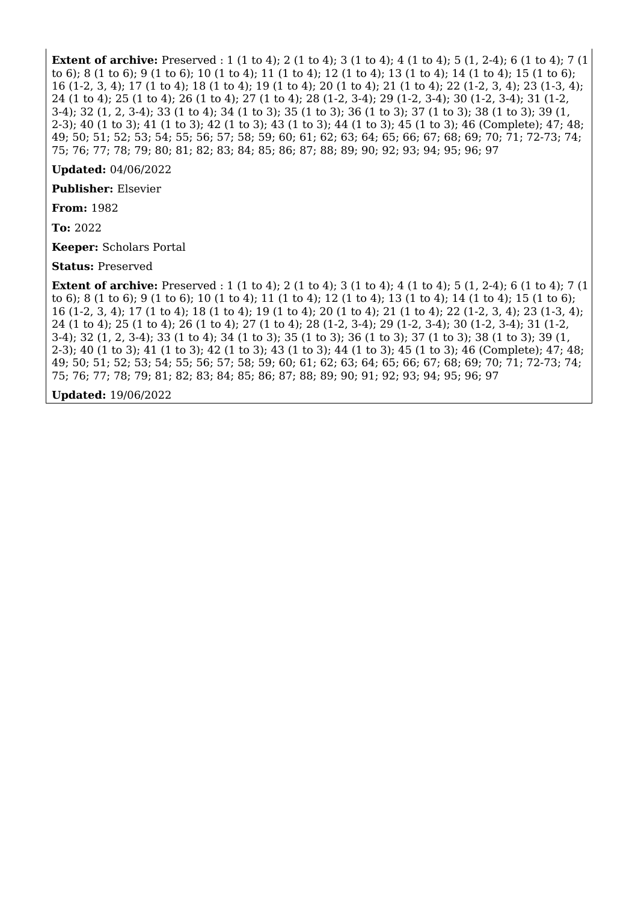**Extent of archive:** Preserved : 1 (1 to 4); 2 (1 to 4); 3 (1 to 4); 4 (1 to 4); 5 (1, 2-4); 6 (1 to 4); 7 (1 to 6); 8 (1 to 6); 9 (1 to 6); 10 (1 to 4); 11 (1 to 4); 12 (1 to 4); 13 (1 to 4); 14 (1 to 4); 15 (1 to 6); 16 (1-2, 3, 4); 17 (1 to 4); 18 (1 to 4); 19 (1 to 4); 20 (1 to 4); 21 (1 to 4); 22 (1-2, 3, 4); 23 (1-3, 4); 24 (1 to 4); 25 (1 to 4); 26 (1 to 4); 27 (1 to 4); 28 (1-2, 3-4); 29 (1-2, 3-4); 30 (1-2, 3-4); 31 (1-2, 3-4); 32 (1, 2, 3-4); 33 (1 to 4); 34 (1 to 3); 35 (1 to 3); 36 (1 to 3); 37 (1 to 3); 38 (1 to 3); 39 (1, 2-3); 40 (1 to 3); 41 (1 to 3); 42 (1 to 3); 43 (1 to 3); 44 (1 to 3); 45 (1 to 3); 46 (Complete); 47; 48; 49; 50; 51; 52; 53; 54; 55; 56; 57; 58; 59; 60; 61; 62; 63; 64; 65; 66; 67; 68; 69; 70; 71; 72-73; 74; 75; 76; 77; 78; 79; 80; 81; 82; 83; 84; 85; 86; 87; 88; 89; 90; 92; 93; 94; 95; 96; 97

**Updated:** 04/06/2022

**Publisher:** Elsevier

**From:** 1982

**To:** 2022

**Keeper:** Scholars Portal

**Status:** Preserved

**Extent of archive:** Preserved : 1 (1 to 4); 2 (1 to 4); 3 (1 to 4); 4 (1 to 4); 5 (1, 2-4); 6 (1 to 4); 7 (1 to 6); 8 (1 to 6); 9 (1 to 6); 10 (1 to 4); 11 (1 to 4); 12 (1 to 4); 13 (1 to 4); 14 (1 to 4); 15 (1 to 6); 16 (1-2, 3, 4); 17 (1 to 4); 18 (1 to 4); 19 (1 to 4); 20 (1 to 4); 21 (1 to 4); 22 (1-2, 3, 4); 23 (1-3, 4); 24 (1 to 4); 25 (1 to 4); 26 (1 to 4); 27 (1 to 4); 28 (1-2, 3-4); 29 (1-2, 3-4); 30 (1-2, 3-4); 31 (1-2, 3-4); 32 (1, 2, 3-4); 33 (1 to 4); 34 (1 to 3); 35 (1 to 3); 36 (1 to 3); 37 (1 to 3); 38 (1 to 3); 39 (1, 2-3); 40 (1 to 3); 41 (1 to 3); 42 (1 to 3); 43 (1 to 3); 44 (1 to 3); 45 (1 to 3); 46 (Complete); 47; 48; 49; 50; 51; 52; 53; 54; 55; 56; 57; 58; 59; 60; 61; 62; 63; 64; 65; 66; 67; 68; 69; 70; 71; 72-73; 74; 75; 76; 77; 78; 79; 81; 82; 83; 84; 85; 86; 87; 88; 89; 90; 91; 92; 93; 94; 95; 96; 97

**Updated:** 19/06/2022